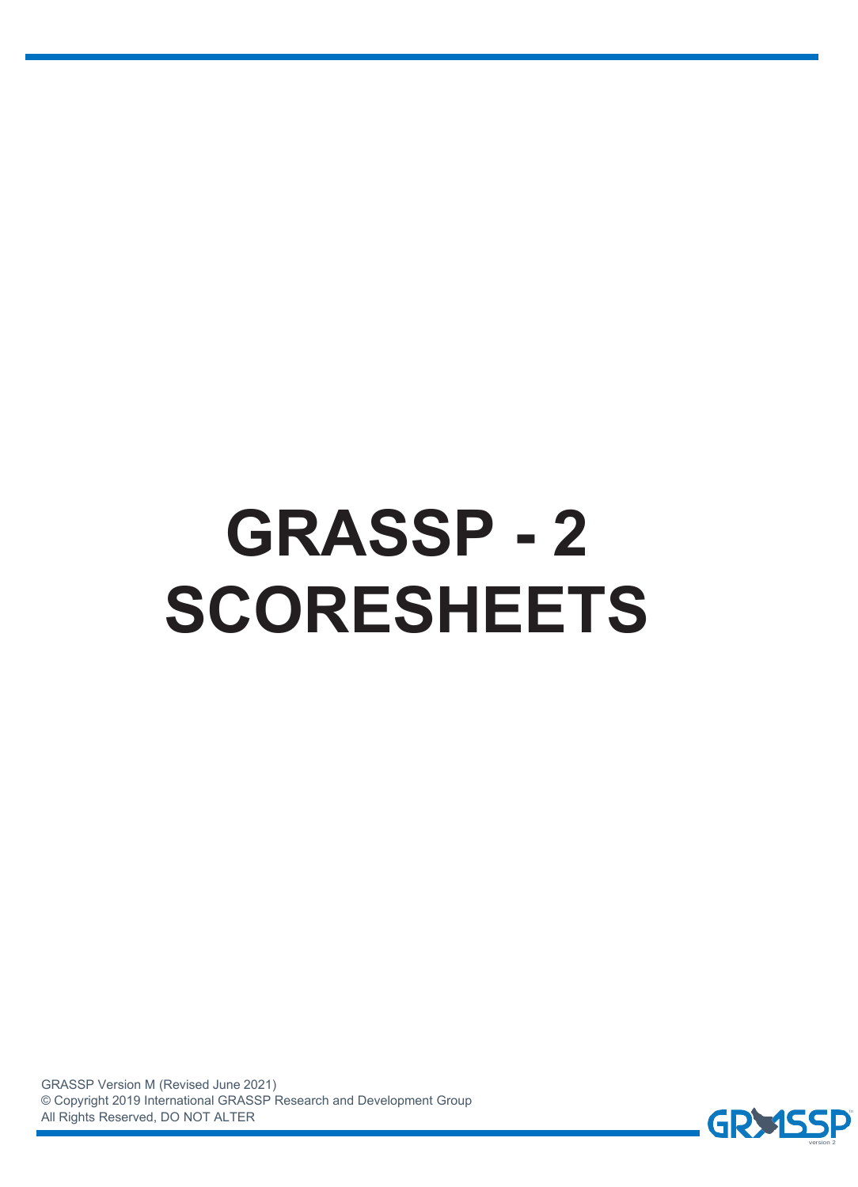# GRASSP - 2 SCORESHEETS

GRASSP Version M (Revised June 2021)
© Copyright 2019 International GRASSP Research and Development Group
All Rights Reserved, DO NOT ALTER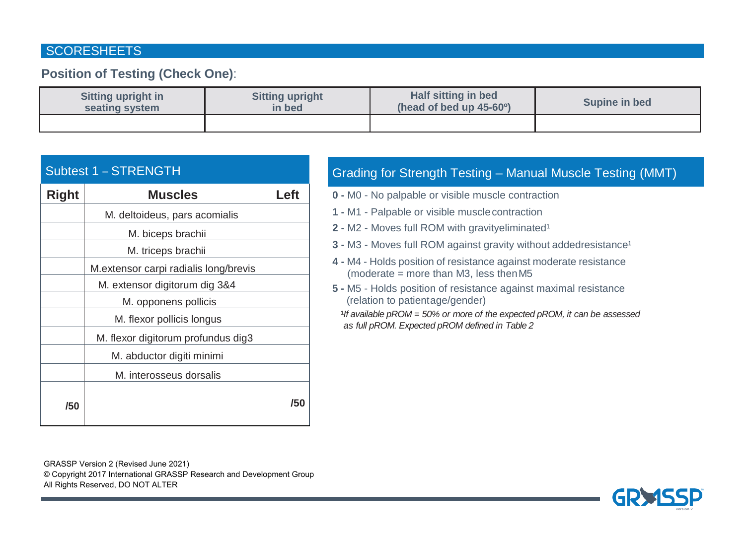## SCORESHEETS

**Position of Testing (Check One)**:

| Sitting upright in seating system | Sitting upright in bed | Half sitting in bed (head of bed up 45-60º) | Supine in bed |
|---|---|---|---|
| | | | |

### Subtest 1 – STRENGTH

| Right | Muscles | Left |
|---|---|---|
| | M. deltoideus, pars acomialis | |
| | M. biceps brachii | |
| | M. triceps brachii | |
| | M.extensor carpi radialis long/brevis | |
| | M. extensor digitorum dig 3&4 | |
| | M. opponens pollicis | |
| | M. flexor pollicis longus | |
| | M. flexor digitorum profundus dig3 | |
| | M. abductor digiti minimi | |
| | M. interosseus dorsalis | |
| **/50** | | **/50** |

### Grading for Strength Testing – Manual Muscle Testing (MMT)

**0 -** M0 - No palpable or visible muscle contraction

**1 -** M1 - Palpable or visible muscle contraction

**2 -** M2 - Moves full ROM with gravity eliminated[1]

**3 -** M3 - Moves full ROM against gravity without added resistance[1]

**4 -** M4 - Holds position of resistance against moderate resistance (moderate = more than M3, less then M5

**5 -** M5 - Holds position of resistance against maximal resistance (relation to patient age/gender)

*[1]If available pROM = 50% or more of the expected pROM, it can be assessed as full pROM. Expected pROM defined in Table 2*

GRASSP Version 2 (Revised June 2021)
© Copyright 2017 International GRASSP Research and Development Group
All Rights Reserved, DO NOT ALTER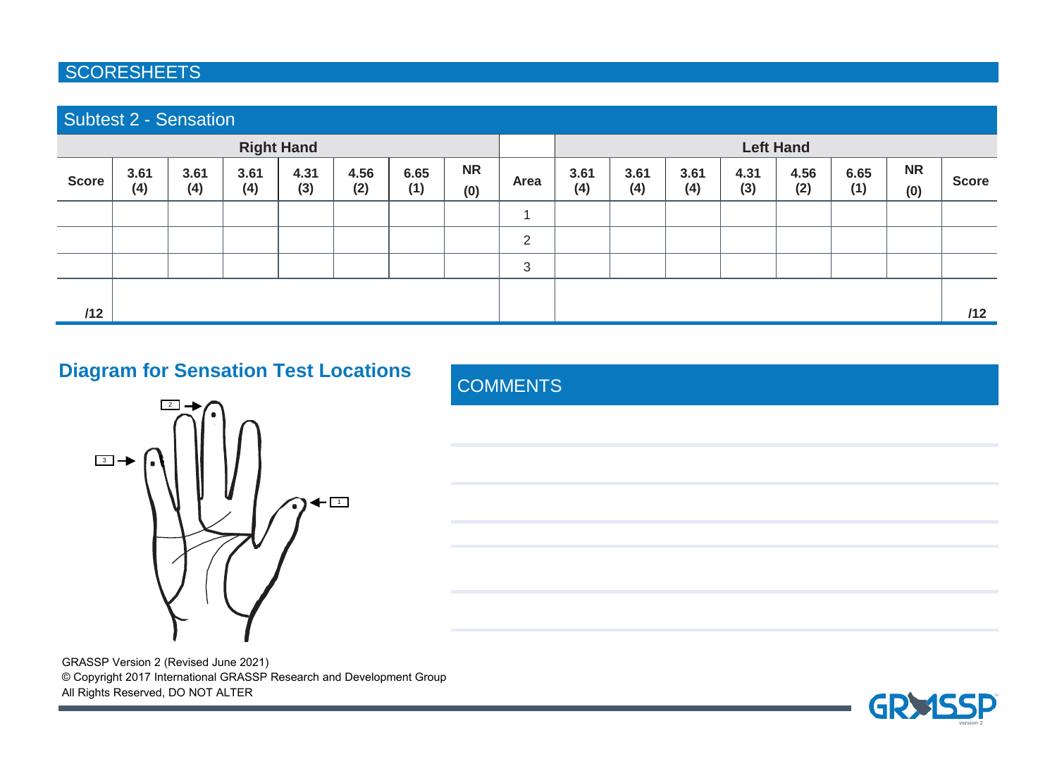# SCORESHEETS

## Subtest 2 - Sensation

| | Right Hand | | | | | | | | Left Hand | | | | | | | |
|---|---|---|---|---|---|---|---|---|---|---|---|---|---|---|---|---|
| **Score** | **3.61 (4)** | **3.61 (4)** | **3.61 (4)** | **4.31 (3)** | **4.56 (2)** | **6.65 (1)** | **NR (0)** | **Area** | **3.61 (4)** | **3.61 (4)** | **3.61 (4)** | **4.31 (3)** | **4.56 (2)** | **6.65 (1)** | **NR (0)** | **Score** |
| | | | | | | | | 1 | | | | | | | | |
| | | | | | | | | 2 | | | | | | | | |
| | | | | | | | | 3 | | | | | | | | |
| **/12** | | | | | | | | | | | | | | | | **/12** |

## Diagram for Sensation Test Locations

3

2

1

## COMMENTS

GRASSP Version 2 (Revised June 2021)
© Copyright 2017 International GRASSP Research and Development Group
All Rights Reserved, DO NOT ALTER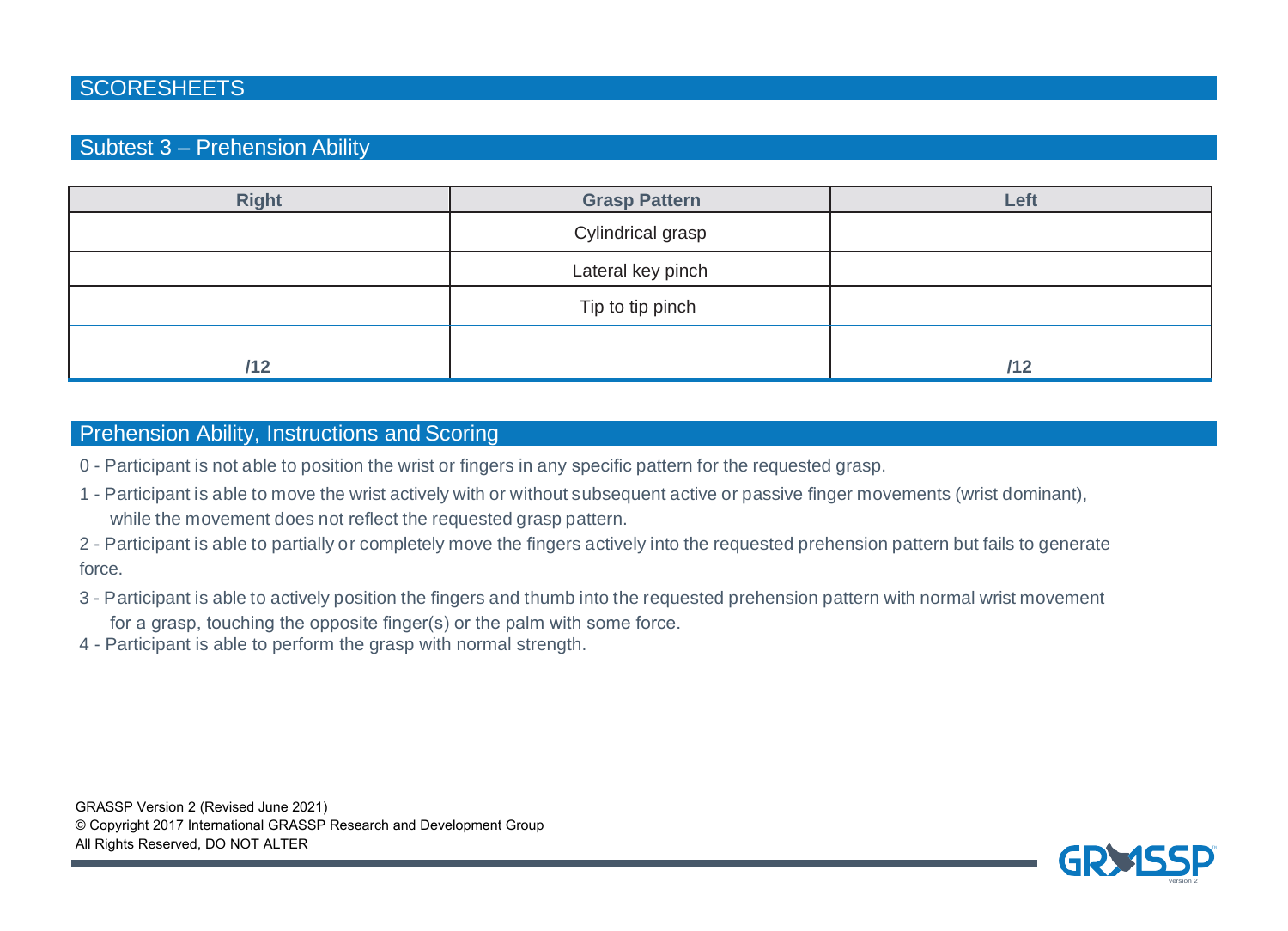## SCORESHEETS

### Subtest 3 – Prehension Ability

| Right | Grasp Pattern | Left |
|---|---|---|
| | Cylindrical grasp | |
| | Lateral key pinch | |
| | Tip to tip pinch | |
| **/12** | | **/12** |

### Prehension Ability, Instructions and Scoring

0 - Participant is not able to position the wrist or fingers in any specific pattern for the requested grasp.

1 - Participant is able to move the wrist actively with or without subsequent active or passive finger movements (wrist dominant), while the movement does not reflect the requested grasp pattern.

2 - Participant is able to partially or completely move the fingers actively into the requested prehension pattern but fails to generate force.

3 - Participant is able to actively position the fingers and thumb into the requested prehension pattern with normal wrist movement for a grasp, touching the opposite finger(s) or the palm with some force.

4 - Participant is able to perform the grasp with normal strength.

GRASSP Version 2 (Revised June 2021)
© Copyright 2017 International GRASSP Research and Development Group
All Rights Reserved, DO NOT ALTER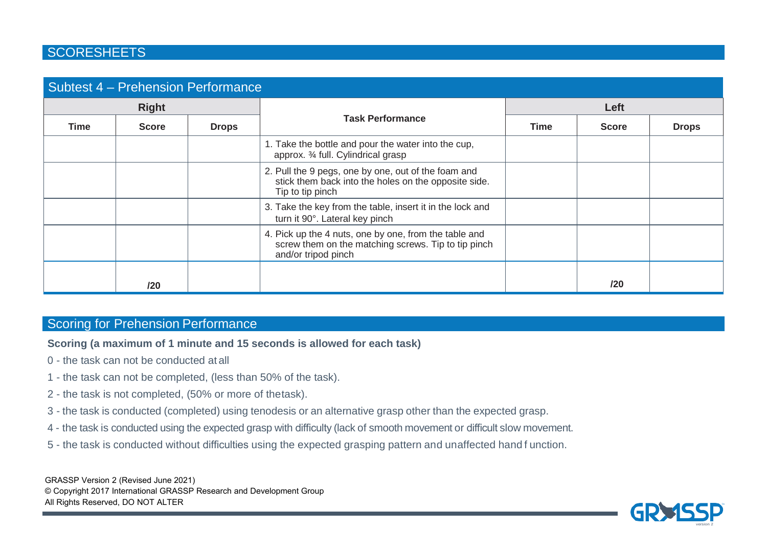## SCORESHEETS

### Subtest 4 – Prehension Performance

| Right | | | Task Performance | Left | | |
|---|---|---|---|---|---|---|
| Time | Score | Drops | | Time | Score | Drops |
| | | | 1. Take the bottle and pour the water into the cup, approx. ¾ full. Cylindrical grasp | | | |
| | | | 2. Pull the 9 pegs, one by one, out of the foam and stick them back into the holes on the opposite side. Tip to tip pinch | | | |
| | | | 3. Take the key from the table, insert it in the lock and turn it 90°. Lateral key pinch | | | |
| | | | 4. Pick up the 4 nuts, one by one, from the table and screw them on the matching screws. Tip to tip pinch and/or tripod pinch | | | |
| | /20 | | | | /20 | |

### Scoring for Prehension Performance

**Scoring (a maximum of 1 minute and 15 seconds is allowed for each task)**

0 - the task can not be conducted at all

1 - the task can not be completed, (less than 50% of the task).

2 - the task is not completed, (50% or more of the task).

3 - the task is conducted (completed) using tenodesis or an alternative grasp other than the expected grasp.

4 - the task is conducted using the expected grasp with difficulty (lack of smooth movement or difficult slow movement.

5 - the task is conducted without difficulties using the expected grasping pattern and unaffected hand function.

GRASSP Version 2 (Revised June 2021)
© Copyright 2017 International GRASSP Research and Development Group
All Rights Reserved, DO NOT ALTER